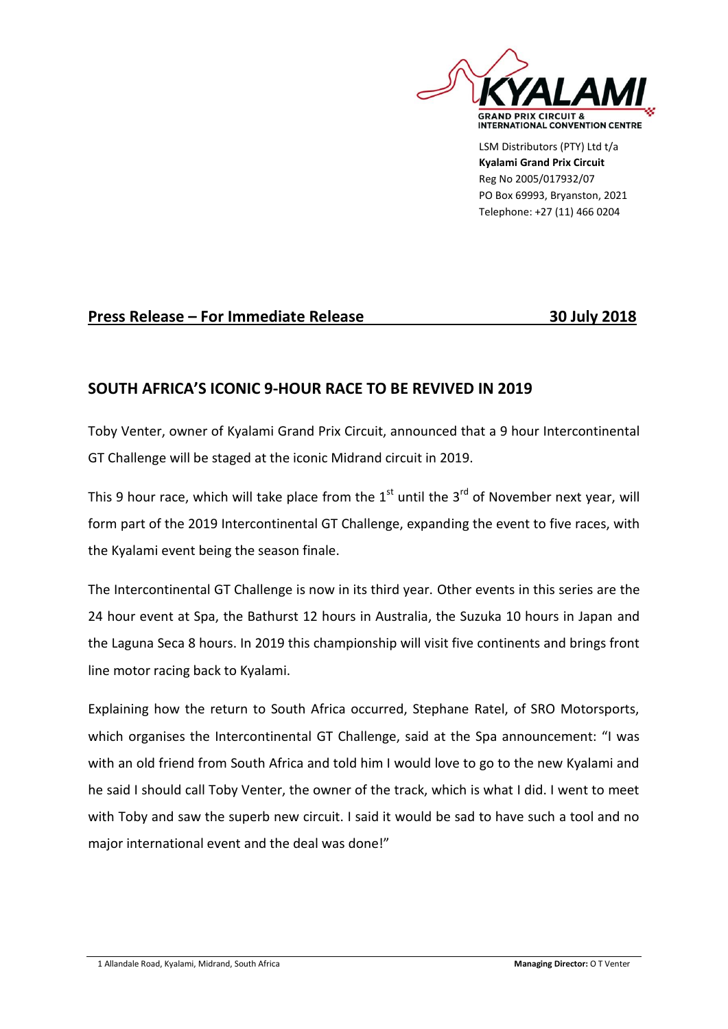KYALAMI
GRAND PRIX CIRCUIT &
INTERNATIONAL CONVENTION CENTRE

LSM Distributors (PTY) Ltd t/a
**Kyalami Grand Prix Circuit**
Reg No 2005/017932/07
PO Box 69993, Bryanston, 2021
Telephone: +27 (11) 466 0204

**Press Release – For Immediate Release** **30 July 2018**

## SOUTH AFRICA'S ICONIC 9-HOUR RACE TO BE REVIVED IN 2019

Toby Venter, owner of Kyalami Grand Prix Circuit, announced that a 9 hour Intercontinental GT Challenge will be staged at the iconic Midrand circuit in 2019.

This 9 hour race, which will take place from the 1st until the 3rd of November next year, will form part of the 2019 Intercontinental GT Challenge, expanding the event to five races, with the Kyalami event being the season finale.

The Intercontinental GT Challenge is now in its third year. Other events in this series are the 24 hour event at Spa, the Bathurst 12 hours in Australia, the Suzuka 10 hours in Japan and the Laguna Seca 8 hours. In 2019 this championship will visit five continents and brings front line motor racing back to Kyalami.

Explaining how the return to South Africa occurred, Stephane Ratel, of SRO Motorsports, which organises the Intercontinental GT Challenge, said at the Spa announcement: "I was with an old friend from South Africa and told him I would love to go to the new Kyalami and he said I should call Toby Venter, the owner of the track, which is what I did. I went to meet with Toby and saw the superb new circuit. I said it would be sad to have such a tool and no major international event and the deal was done!"

1 Allandale Road, Kyalami, Midrand, South Africa **Managing Director:** O T Venter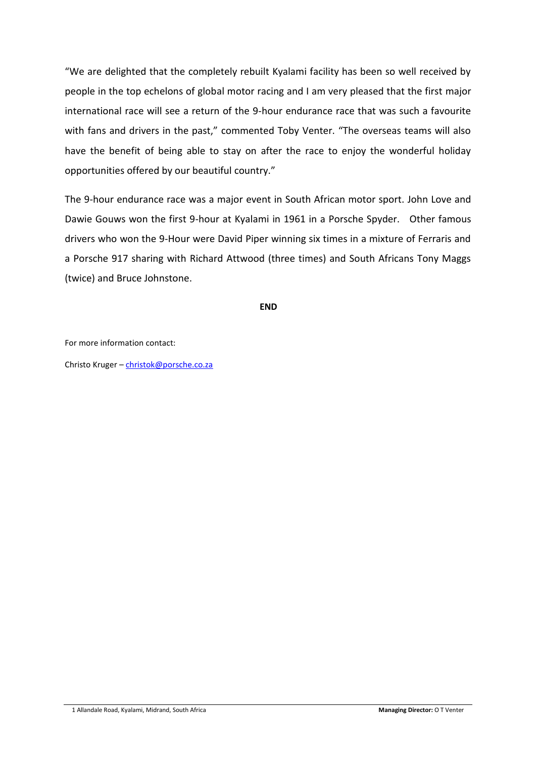"We are delighted that the completely rebuilt Kyalami facility has been so well received by people in the top echelons of global motor racing and I am very pleased that the first major international race will see a return of the 9-hour endurance race that was such a favourite with fans and drivers in the past," commented Toby Venter. "The overseas teams will also have the benefit of being able to stay on after the race to enjoy the wonderful holiday opportunities offered by our beautiful country."

The 9-hour endurance race was a major event in South African motor sport. John Love and Dawie Gouws won the first 9-hour at Kyalami in 1961 in a Porsche Spyder. Other famous drivers who won the 9-Hour were David Piper winning six times in a mixture of Ferraris and a Porsche 917 sharing with Richard Attwood (three times) and South Africans Tony Maggs (twice) and Bruce Johnstone.

**END**

For more information contact:

Christo Kruger – christok@porsche.co.za

1 Allandale Road, Kyalami, Midrand, South Africa **Managing Director:** O T Venter